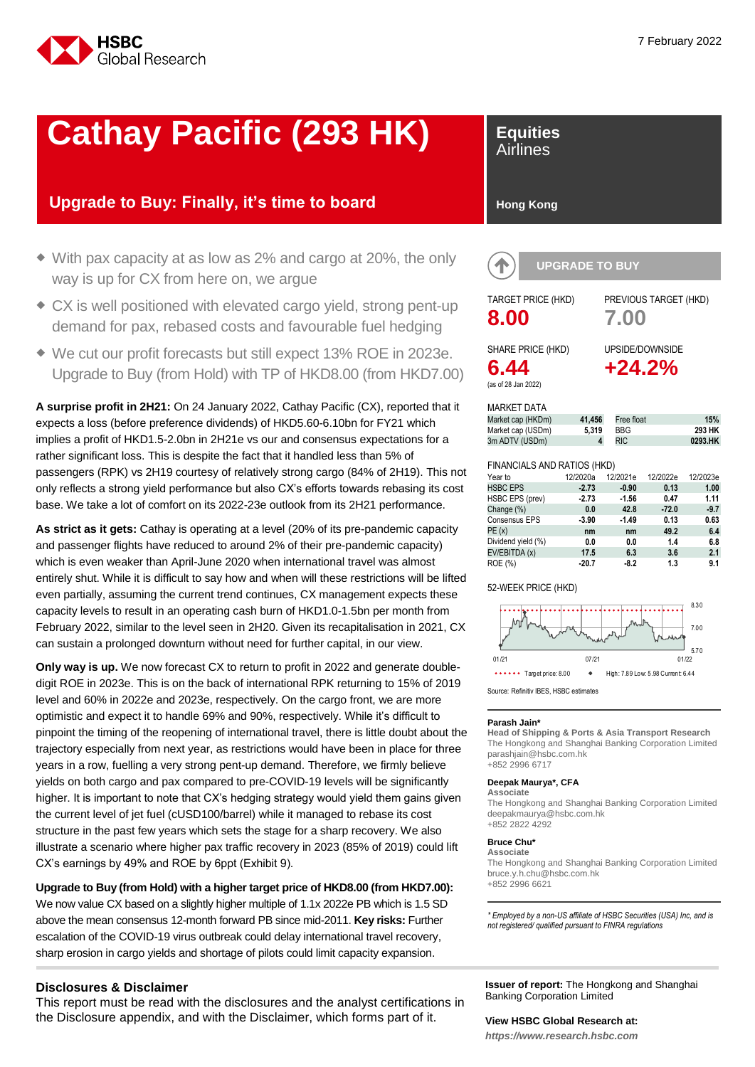HSBC Global Research

7 February 2022

# Cathay Pacific (293 HK)

## Upgrade to Buy: Finally, it's time to board

**Equities**
Airlines

**Hong Kong**

- With pax capacity at as low as 2% and cargo at 20%, the only way is up for CX from here on, we argue
- CX is well positioned with elevated cargo yield, strong pent-up demand for pax, rebased costs and favourable fuel hedging
- We cut our profit forecasts but still expect 13% ROE in 2023e. Upgrade to Buy (from Hold) with TP of HKD8.00 (from HKD7.00)

**A surprise profit in 2H21:** On 24 January 2022, Cathay Pacific (CX), reported that it expects a loss (before preference dividends) of HKD5.60-6.10bn for FY21 which implies a profit of HKD1.5-2.0bn in 2H21e vs our and consensus expectations for a rather significant loss. This is despite the fact that it handled less than 5% of passengers (RPK) vs 2H19 courtesy of relatively strong cargo (84% of 2H19). This not only reflects a strong yield performance but also CX's efforts towards rebasing its cost base. We take a lot of comfort on its 2022-23e outlook from its 2H21 performance.

**As strict as it gets:** Cathay is operating at a level (20% of its pre-pandemic capacity and passenger flights have reduced to around 2% of their pre-pandemic capacity) which is even weaker than April-June 2020 when international travel was almost entirely shut. While it is difficult to say how and when will these restrictions will be lifted even partially, assuming the current trend continues, CX management expects these capacity levels to result in an operating cash burn of HKD1.0-1.5bn per month from February 2022, similar to the level seen in 2H20. Given its recapitalisation in 2021, CX can sustain a prolonged downturn without need for further capital, in our view.

**Only way is up.** We now forecast CX to return to profit in 2022 and generate double-digit ROE in 2023e. This is on the back of international RPK returning to 15% of 2019 level and 60% in 2022e and 2023e, respectively. On the cargo front, we are more optimistic and expect it to handle 69% and 90%, respectively. While it's difficult to pinpoint the timing of the reopening of international travel, there is little doubt about the trajectory especially from next year, as restrictions would have been in place for three years in a row, fuelling a very strong pent-up demand. Therefore, we firmly believe yields on both cargo and pax compared to pre-COVID-19 levels will be significantly higher. It is important to note that CX's hedging strategy would yield them gains given the current level of jet fuel (cUSD100/barrel) while it managed to rebase its cost structure in the past few years which sets the stage for a sharp recovery. We also illustrate a scenario where higher pax traffic recovery in 2023 (85% of 2019) could lift CX's earnings by 49% and ROE by 6ppt (Exhibit 9).

**Upgrade to Buy (from Hold) with a higher target price of HKD8.00 (from HKD7.00):** We now value CX based on a slightly higher multiple of 1.1x 2022e PB which is 1.5 SD above the mean consensus 12-month forward PB since mid-2011. **Key risks:** Further escalation of the COVID-19 virus outbreak could delay international travel recovery, sharp erosion in cargo yields and shortage of pilots could limit capacity expansion.

**UPGRADE TO BUY**

| TARGET PRICE (HKD) | PREVIOUS TARGET (HKD) |
|---|---|
| **8.00** | **7.00** |
| **SHARE PRICE (HKD)** | **UPSIDE/DOWNSIDE** |
| **6.44** | **+24.2%** |

(as of 28 Jan 2022)

MARKET DATA

| | | | |
|---|---|---|---|
| Market cap (HKDm) | 41,456 | Free float | 15% |
| Market cap (USDm) | 5,319 | BBG | 293 HK |
| 3m ADTV (USDm) | 4 | RIC | 0293.HK |

FINANCIALS AND RATIOS (HKD)

| Year to | 12/2020a | 12/2021e | 12/2022e | 12/2023e |
|---|---|---|---|---|
| HSBC EPS | -2.73 | -0.90 | 0.13 | 1.00 |
| HSBC EPS (prev) | -2.73 | -1.56 | 0.47 | 1.11 |
| Change (%) | 0.0 | 42.8 | -72.0 | -9.7 |
| Consensus EPS | -3.90 | -1.49 | 0.13 | 0.63 |
| PE (x) | nm | nm | 49.2 | 6.4 |
| Dividend yield (%) | 0.0 | 0.0 | 1.4 | 6.8 |
| EV/EBITDA (x) | 17.5 | 6.3 | 3.6 | 2.1 |
| ROE (%) | -20.7 | -8.2 | 1.3 | 9.1 |

52-WEEK PRICE (HKD)

Target price: 8.00 High: 7.89 Low: 5.98 Current: 6.44

Source: Refinitiv IBES, HSBC estimates

**Parash Jain***
Head of Shipping & Ports & Asia Transport Research
The Hongkong and Shanghai Banking Corporation Limited
parashjain@hsbc.com.hk
+852 2996 6717

**Deepak Maurya*, CFA**
Associate
The Hongkong and Shanghai Banking Corporation Limited
deepakmaurya@hsbc.com.hk
+852 2822 4292

**Bruce Chu***
Associate
The Hongkong and Shanghai Banking Corporation Limited
bruce.y.h.chu@hsbc.com.hk
+852 2996 6621

*\* Employed by a non-US affiliate of HSBC Securities (USA) Inc, and is not registered/ qualified pursuant to FINRA regulations*

**Disclosures & Disclaimer**

This report must be read with the disclosures and the analyst certifications in the Disclosure appendix, and with the Disclaimer, which forms part of it.

**Issuer of report:** The Hongkong and Shanghai Banking Corporation Limited

**View HSBC Global Research at:**
***https://www.research.hsbc.com***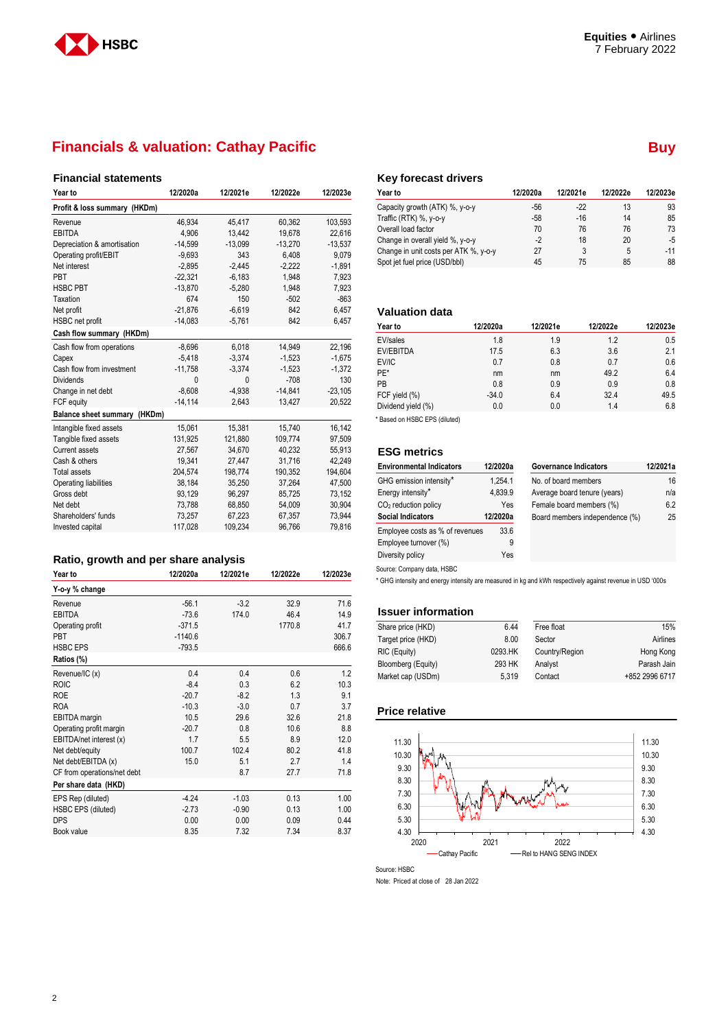## Financials & valuation: Cathay Pacific

**Buy**

### Financial statements

| Year to | 12/2020a | 12/2021e | 12/2022e | 12/2023e |
|---|---|---|---|---|
| **Profit & loss summary (HKDm)** | | | | |
| Revenue | 46,934 | 45,417 | 60,362 | 103,593 |
| EBITDA | 4,906 | 13,442 | 19,678 | 22,616 |
| Depreciation & amortisation | -14,599 | -13,099 | -13,270 | -13,537 |
| Operating profit/EBIT | -9,693 | 343 | 6,408 | 9,079 |
| Net interest | -2,895 | -2,445 | -2,222 | -1,891 |
| PBT | -22,321 | -6,183 | 1,948 | 7,923 |
| HSBC PBT | -13,870 | -5,280 | 1,948 | 7,923 |
| Taxation | 674 | 150 | -502 | -863 |
| Net profit | -21,876 | -6,619 | 842 | 6,457 |
| HSBC net profit | -14,083 | -5,761 | 842 | 6,457 |
| **Cash flow summary (HKDm)** | | | | |
| Cash flow from operations | -8,696 | 6,018 | 14,949 | 22,196 |
| Capex | -5,418 | -3,374 | -1,523 | -1,675 |
| Cash flow from investment | -11,758 | -3,374 | -1,523 | -1,372 |
| Dividends | 0 | 0 | -708 | 130 |
| Change in net debt | -8,608 | -4,938 | -14,841 | -23,105 |
| FCF equity | -14,114 | 2,643 | 13,427 | 20,522 |
| **Balance sheet summary (HKDm)** | | | | |
| Intangible fixed assets | 15,061 | 15,381 | 15,740 | 16,142 |
| Tangible fixed assets | 131,925 | 121,880 | 109,774 | 97,509 |
| Current assets | 27,567 | 34,670 | 40,232 | 55,913 |
| Cash & others | 19,341 | 27,447 | 31,716 | 42,249 |
| Total assets | 204,574 | 198,774 | 190,352 | 194,604 |
| Operating liabilities | 38,184 | 35,250 | 37,264 | 47,500 |
| Gross debt | 93,129 | 96,297 | 85,725 | 73,152 |
| Net debt | 73,788 | 68,850 | 54,009 | 30,904 |
| Shareholders' funds | 73,257 | 67,223 | 67,357 | 73,944 |
| Invested capital | 117,028 | 109,234 | 96,766 | 79,816 |

### Ratio, growth and per share analysis

| Year to | 12/2020a | 12/2021e | 12/2022e | 12/2023e |
|---|---|---|---|---|
| **Y-o-y % change** | | | | |
| Revenue | -56.1 | -3.2 | 32.9 | 71.6 |
| EBITDA | -73.6 | 174.0 | 46.4 | 14.9 |
| Operating profit | -371.5 | | 1770.8 | 41.7 |
| PBT | -1140.6 | | | 306.7 |
| HSBC EPS | -793.5 | | | 666.6 |
| **Ratios (%)** | | | | |
| Revenue/IC (x) | 0.4 | 0.4 | 0.6 | 1.2 |
| ROIC | -8.4 | 0.3 | 6.2 | 10.3 |
| ROE | -20.7 | -8.2 | 1.3 | 9.1 |
| ROA | -10.3 | -3.0 | 0.7 | 3.7 |
| EBITDA margin | 10.5 | 29.6 | 32.6 | 21.8 |
| Operating profit margin | -20.7 | 0.8 | 10.6 | 8.8 |
| EBITDA/net interest (x) | 1.7 | 5.5 | 8.9 | 12.0 |
| Net debt/equity | 100.7 | 102.4 | 80.2 | 41.8 |
| Net debt/EBITDA (x) | 15.0 | 5.1 | 2.7 | 1.4 |
| CF from operations/net debt | | 8.7 | 27.7 | 71.8 |
| **Per share data (HKD)** | | | | |
| EPS Rep (diluted) | -4.24 | -1.03 | 0.13 | 1.00 |
| HSBC EPS (diluted) | -2.73 | -0.90 | 0.13 | 1.00 |
| DPS | 0.00 | 0.00 | 0.09 | 0.44 |
| Book value | 8.35 | 7.32 | 7.34 | 8.37 |

### Key forecast drivers

| Year to | 12/2020a | 12/2021e | 12/2022e | 12/2023e |
|---|---|---|---|---|
| Capacity growth (ATK) %, y-o-y | -56 | -22 | 13 | 93 |
| Traffic (RTK) %, y-o-y | -58 | -16 | 14 | 85 |
| Overall load factor | 70 | 76 | 76 | 73 |
| Change in overall yield %, y-o-y | -2 | 18 | 20 | -5 |
| Change in unit costs per ATK %, y-o-y | 27 | 3 | 5 | -11 |
| Spot jet fuel price (USD/bbl) | 45 | 75 | 85 | 88 |

### Valuation data

| Year to | 12/2020a | 12/2021e | 12/2022e | 12/2023e |
|---|---|---|---|---|
| EV/sales | 1.8 | 1.9 | 1.2 | 0.5 |
| EV/EBITDA | 17.5 | 6.3 | 3.6 | 2.1 |
| EV/IC | 0.7 | 0.8 | 0.7 | 0.6 |
| PE* | nm | nm | 49.2 | 6.4 |
| PB | 0.8 | 0.9 | 0.9 | 0.8 |
| FCF yield (%) | -34.0 | 6.4 | 32.4 | 49.5 |
| Dividend yield (%) | 0.0 | 0.0 | 1.4 | 6.8 |

* Based on HSBC EPS (diluted)

### ESG metrics

| Environmental Indicators | 12/2020a | Governance Indicators | 12/2021a |
|---|---|---|---|
| GHG emission intensity* | 1,254.1 | No. of board members | 16 |
| Energy intensity* | 4,839.9 | Average board tenure (years) | n/a |
| $CO_2$ reduction policy | Yes | Female board members (%) | 6.2 |
| **Social Indicators** | **12/2020a** | Board members independence (%) | 25 |
| Employee costs as % of revenues | 33.6 | | |
| Employee turnover (%) | 9 | | |
| Diversity policy | Yes | | |

Source: Company data, HSBC

* GHG intensity and energy intensity are measured in kg and kWh respectively against revenue in USD '000s

### Issuer information

| | | | |
|---|---|---|---|
| Share price (HKD) | 6.44 | Free float | 15% |
| Target price (HKD) | 8.00 | Sector | Airlines |
| RIC (Equity) | 0293.HK | Country/Region | Hong Kong |
| Bloomberg (Equity) | 293 HK | Analyst | Parash Jain |
| Market cap (USDm) | 5,319 | Contact | +852 2996 6717 |

### Price relative

Source: HSBC

Note: Priced at close of 28 Jan 2022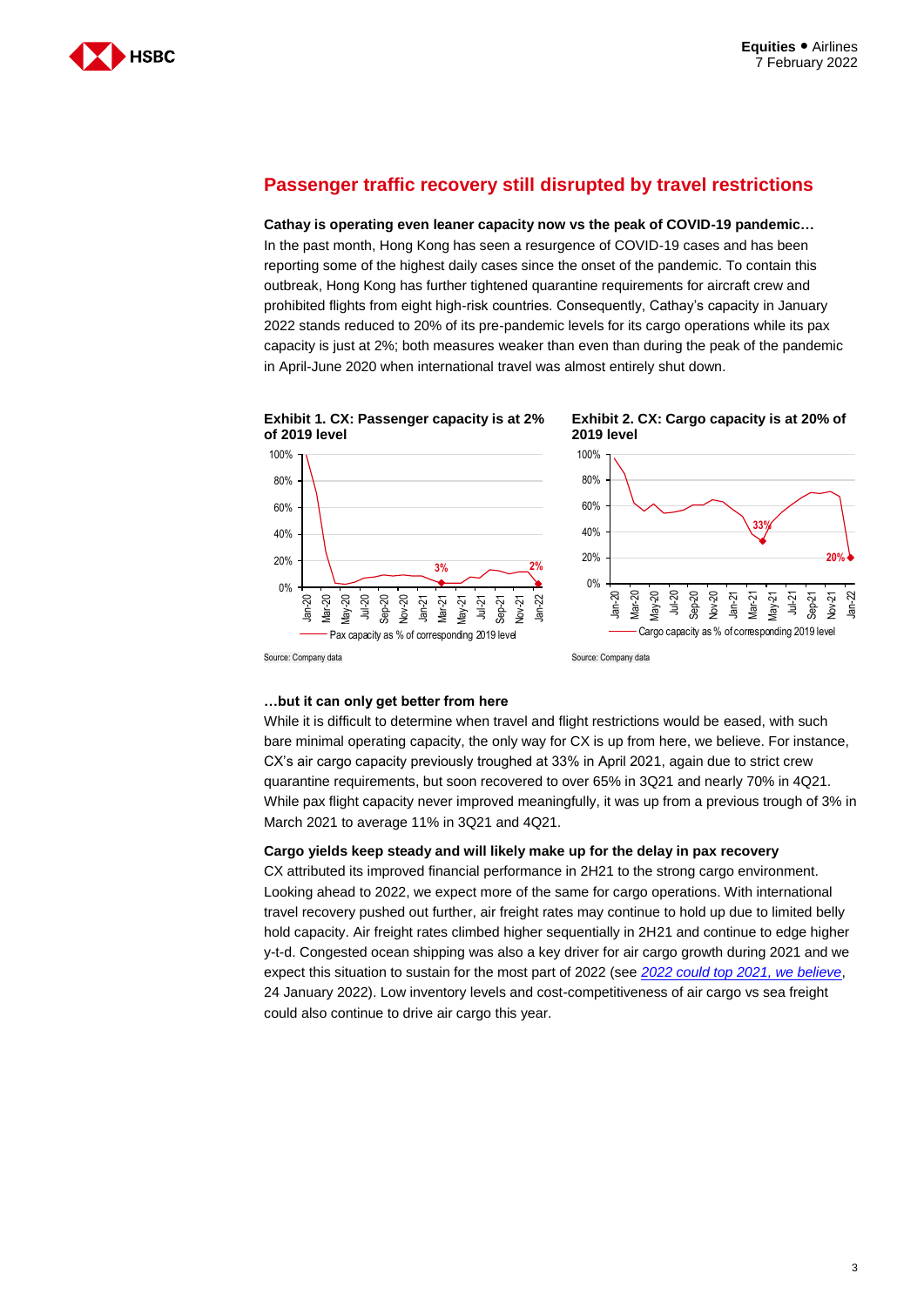## Passenger traffic recovery still disrupted by travel restrictions

**Cathay is operating even leaner capacity now vs the peak of COVID-19 pandemic…**

In the past month, Hong Kong has seen a resurgence of COVID-19 cases and has been reporting some of the highest daily cases since the onset of the pandemic. To contain this outbreak, Hong Kong has further tightened quarantine requirements for aircraft crew and prohibited flights from eight high-risk countries. Consequently, Cathay's capacity in January 2022 stands reduced to 20% of its pre-pandemic levels for its cargo operations while its pax capacity is just at 2%; both measures weaker than even than during the peak of the pandemic in April-June 2020 when international travel was almost entirely shut down.

**Exhibit 1. CX: Passenger capacity is at 2% of 2019 level**

Source: Company data

**Exhibit 2. CX: Cargo capacity is at 20% of 2019 level**

Source: Company data

**…but it can only get better from here**

While it is difficult to determine when travel and flight restrictions would be eased, with such bare minimal operating capacity, the only way for CX is up from here, we believe. For instance, CX's air cargo capacity previously troughed at 33% in April 2021, again due to strict crew quarantine requirements, but soon recovered to over 65% in 3Q21 and nearly 70% in 4Q21. While pax flight capacity never improved meaningfully, it was up from a previous trough of 3% in March 2021 to average 11% in 3Q21 and 4Q21.

**Cargo yields keep steady and will likely make up for the delay in pax recovery**

CX attributed its improved financial performance in 2H21 to the strong cargo environment. Looking ahead to 2022, we expect more of the same for cargo operations. With international travel recovery pushed out further, air freight rates may continue to hold up due to limited belly hold capacity. Air freight rates climbed higher sequentially in 2H21 and continue to edge higher y-t-d. Congested ocean shipping was also a key driver for air cargo growth during 2021 and we expect this situation to sustain for the most part of 2022 (see *2022 could top 2021, we believe*, 24 January 2022). Low inventory levels and cost-competitiveness of air cargo vs sea freight could also continue to drive air cargo this year.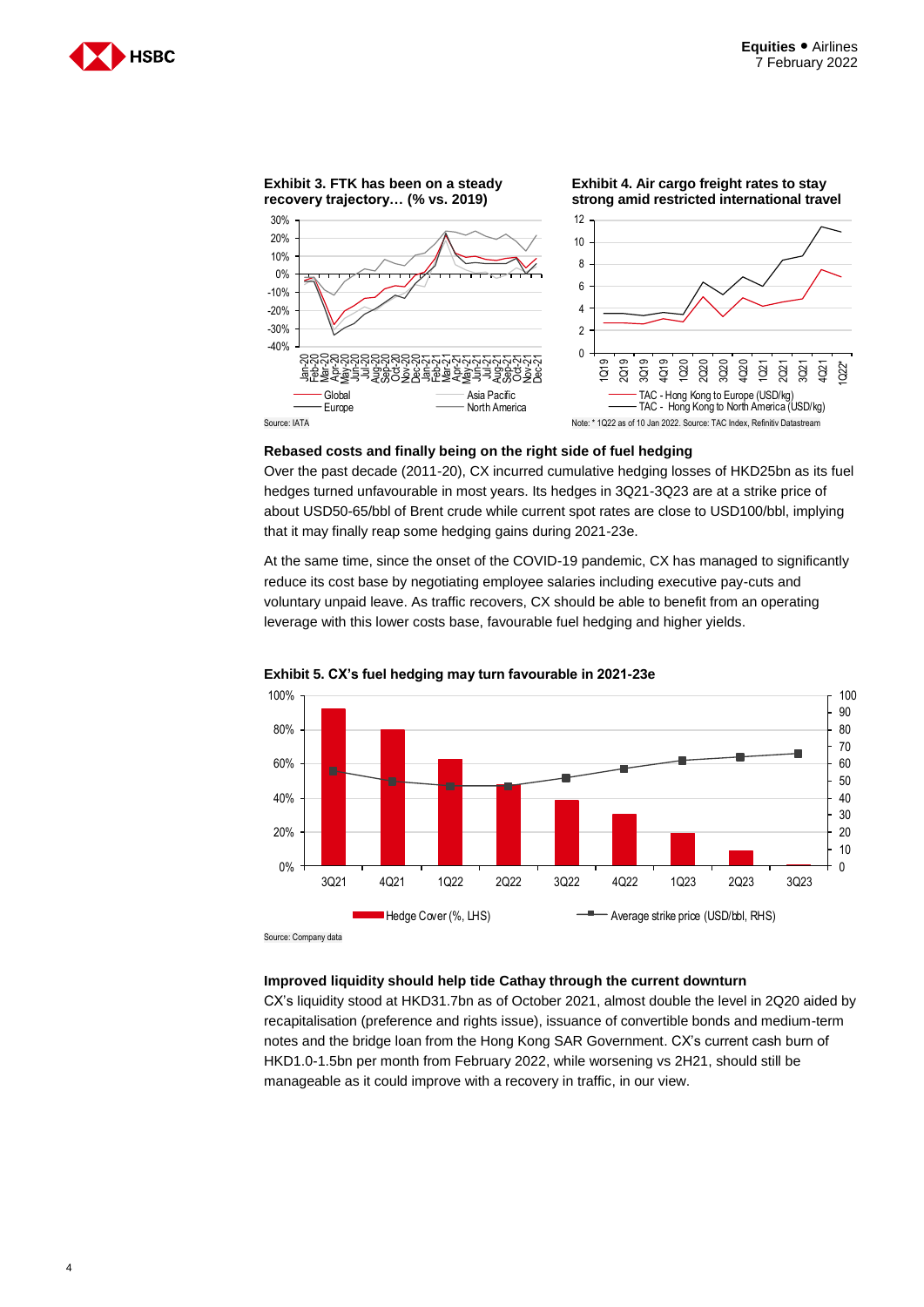**Exhibit 3. FTK has been on a steady recovery trajectory… (% vs. 2019)**

Source: IATA

**Exhibit 4. Air cargo freight rates to stay strong amid restricted international travel**

Note: * 1Q22 as of 10 Jan 2022. Source: TAC Index, Refinitiv Datastream

### Rebased costs and finally being on the right side of fuel hedging

Over the past decade (2011-20), CX incurred cumulative hedging losses of HKD25bn as its fuel hedges turned unfavourable in most years. Its hedges in 3Q21-3Q23 are at a strike price of about USD50-65/bbl of Brent crude while current spot rates are close to USD100/bbl, implying that it may finally reap some hedging gains during 2021-23e.

At the same time, since the onset of the COVID-19 pandemic, CX has managed to significantly reduce its cost base by negotiating employee salaries including executive pay-cuts and voluntary unpaid leave. As traffic recovers, CX should be able to benefit from an operating leverage with this lower costs base, favourable fuel hedging and higher yields.

**Exhibit 5. CX's fuel hedging may turn favourable in 2021-23e**

Source: Company data

### Improved liquidity should help tide Cathay through the current downturn

CX's liquidity stood at HKD31.7bn as of October 2021, almost double the level in 2Q20 aided by recapitalisation (preference and rights issue), issuance of convertible bonds and medium-term notes and the bridge loan from the Hong Kong SAR Government. CX's current cash burn of HKD1.0-1.5bn per month from February 2022, while worsening vs 2H21, should still be manageable as it could improve with a recovery in traffic, in our view.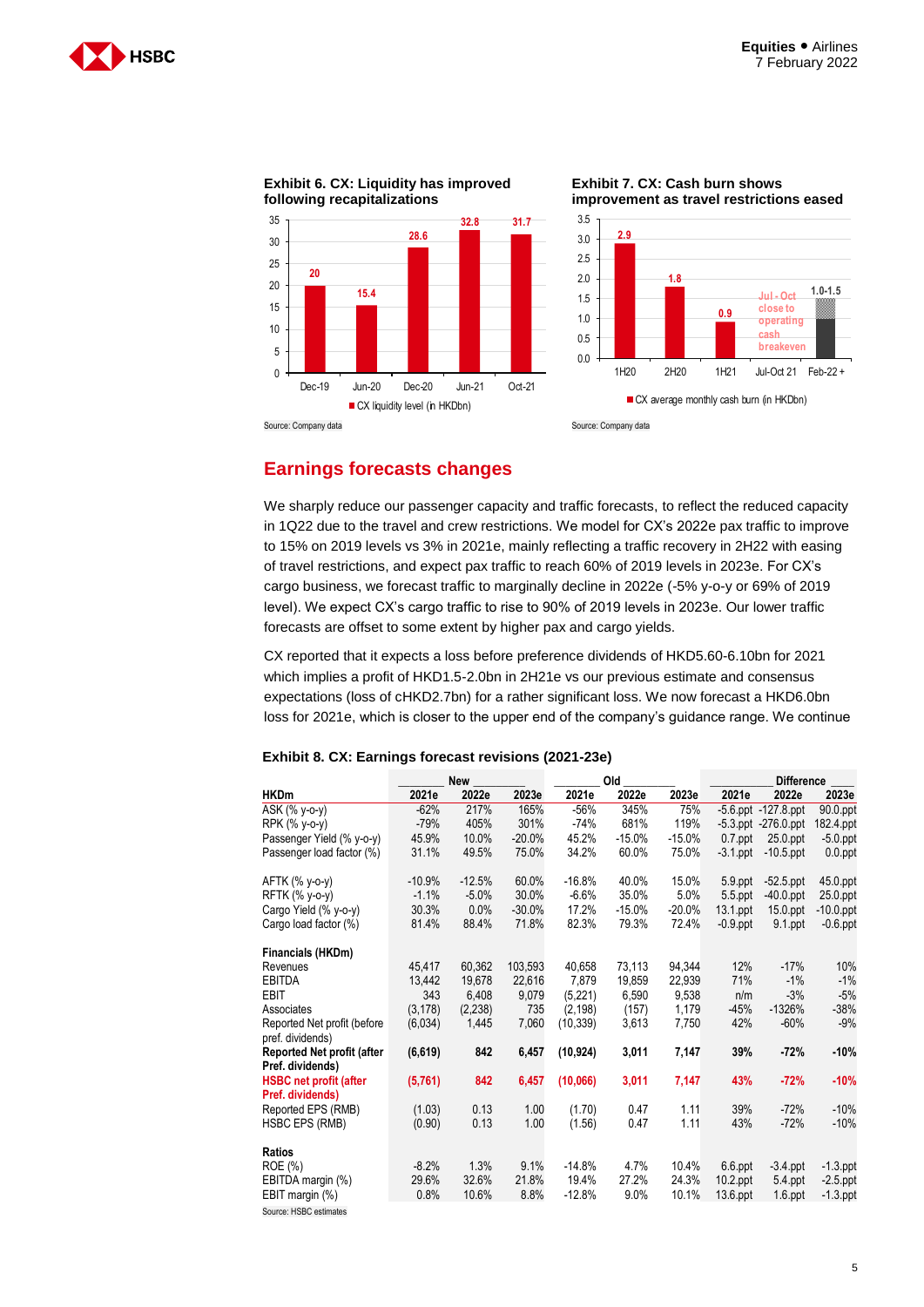**Exhibit 6. CX: Liquidity has improved following recapitalizations**

| | Dec-19 | Jun-20 | Dec-20 | Jun-21 | Oct-21 |
|---|---|---|---|---|---|
| CX liquidity level (in HKDbn) | 20 | 15.4 | 28.6 | 32.8 | 31.7 |

Source: Company data

**Exhibit 7. CX: Cash burn shows improvement as travel restrictions eased**

| | 1H20 | 2H20 | 1H21 | Jul-Oct 21 | Feb-22 + |
|---|---|---|---|---|---|
| CX average monthly cash burn (in HKDbn) | 2.9 | 1.8 | 0.9 | Jul - Oct close to operating cash breakeven | 1.0-1.5 |

Source: Company data

## Earnings forecasts changes

We sharply reduce our passenger capacity and traffic forecasts, to reflect the reduced capacity in 1Q22 due to the travel and crew restrictions. We model for CX's 2022e pax traffic to improve to 15% on 2019 levels vs 3% in 2021e, mainly reflecting a traffic recovery in 2H22 with easing of travel restrictions, and expect pax traffic to reach 60% of 2019 levels in 2023e. For CX's cargo business, we forecast traffic to marginally decline in 2022e (-5% y-o-y or 69% of 2019 level). We expect CX's cargo traffic to rise to 90% of 2019 levels in 2023e. Our lower traffic forecasts are offset to some extent by higher pax and cargo yields.

CX reported that it expects a loss before preference dividends of HKD5.60-6.10bn for 2021 which implies a profit of HKD1.5-2.0bn in 2H21e vs our previous estimate and consensus expectations (loss of cHKD2.7bn) for a rather significant loss. We now forecast a HKD6.0bn loss for 2021e, which is closer to the upper end of the company's guidance range. We continue

**Exhibit 8. CX: Earnings forecast revisions (2021-23e)**

| | New | | | Old | | | Difference | | |
|---|---|---|---|---|---|---|---|---|---|
| HKDm | 2021e | 2022e | 2023e | 2021e | 2022e | 2023e | 2021e | 2022e | 2023e |
| ASK (% y-o-y) | -62% | 217% | 165% | -56% | 345% | 75% | -5.6.ppt | -127.8.ppt | 90.0.ppt |
| RPK (% y-o-y) | -79% | 405% | 301% | -74% | 681% | 119% | -5.3.ppt | -276.0.ppt | 182.4.ppt |
| Passenger Yield (% y-o-y) | 45.9% | 10.0% | -20.0% | 45.2% | -15.0% | -15.0% | 0.7.ppt | 25.0.ppt | -5.0.ppt |
| Passenger load factor (%) | 31.1% | 49.5% | 75.0% | 34.2% | 60.0% | 75.0% | -3.1.ppt | -10.5.ppt | 0.0.ppt |
| | | | | | | | | | |
| AFTK (% y-o-y) | -10.9% | -12.5% | 60.0% | -16.8% | 40.0% | 15.0% | 5.9.ppt | -52.5.ppt | 45.0.ppt |
| RFTK (% y-o-y) | -1.1% | -5.0% | 30.0% | -6.6% | 35.0% | 5.0% | 5.5.ppt | -40.0.ppt | 25.0.ppt |
| Cargo Yield (% y-o-y) | 30.3% | 0.0% | -30.0% | 17.2% | -15.0% | -20.0% | 13.1.ppt | 15.0.ppt | -10.0.ppt |
| Cargo load factor (%) | 81.4% | 88.4% | 71.8% | 82.3% | 79.3% | 72.4% | -0.9.ppt | 9.1.ppt | -0.6.ppt |
| | | | | | | | | | |
| **Financials (HKDm)** | | | | | | | | | |
| Revenues | 45,417 | 60,362 | 103,593 | 40,658 | 73,113 | 94,344 | 12% | -17% | 10% |
| EBITDA | 13,442 | 19,678 | 22,616 | 7,879 | 19,859 | 22,939 | 71% | -1% | -1% |
| EBIT | 343 | 6,408 | 9,079 | (5,221) | 6,590 | 9,538 | n/m | -3% | -5% |
| Associates | (3,178) | (2,238) | 735 | (2,198) | (157) | 1,179 | -45% | -1326% | -38% |
| Reported Net profit (before pref. dividends) | (6,034) | 1,445 | 7,060 | (10,339) | 3,613 | 7,750 | 42% | -60% | -9% |
| **Reported Net profit (after Pref. dividends)** | **(6,619)** | **842** | **6,457** | **(10,924)** | **3,011** | **7,147** | **39%** | **-72%** | **-10%** |
| **HSBC net profit (after Pref. dividends)** | **(5,761)** | **842** | **6,457** | **(10,066)** | **3,011** | **7,147** | **43%** | **-72%** | **-10%** |
| Reported EPS (RMB) | (1.03) | 0.13 | 1.00 | (1.70) | 0.47 | 1.11 | 39% | -72% | -10% |
| HSBC EPS (RMB) | (0.90) | 0.13 | 1.00 | (1.56) | 0.47 | 1.11 | 43% | -72% | -10% |
| | | | | | | | | | |
| **Ratios** | | | | | | | | | |
| ROE (%) | -8.2% | 1.3% | 9.1% | -14.8% | 4.7% | 10.4% | 6.6.ppt | -3.4.ppt | -1.3.ppt |
| EBITDA margin (%) | 29.6% | 32.6% | 21.8% | 19.4% | 27.2% | 24.3% | 10.2.ppt | 5.4.ppt | -2.5.ppt |
| EBIT margin (%) | 0.8% | 10.6% | 8.8% | -12.8% | 9.0% | 10.1% | 13.6.ppt | 1.6.ppt | -1.3.ppt |

Source: HSBC estimates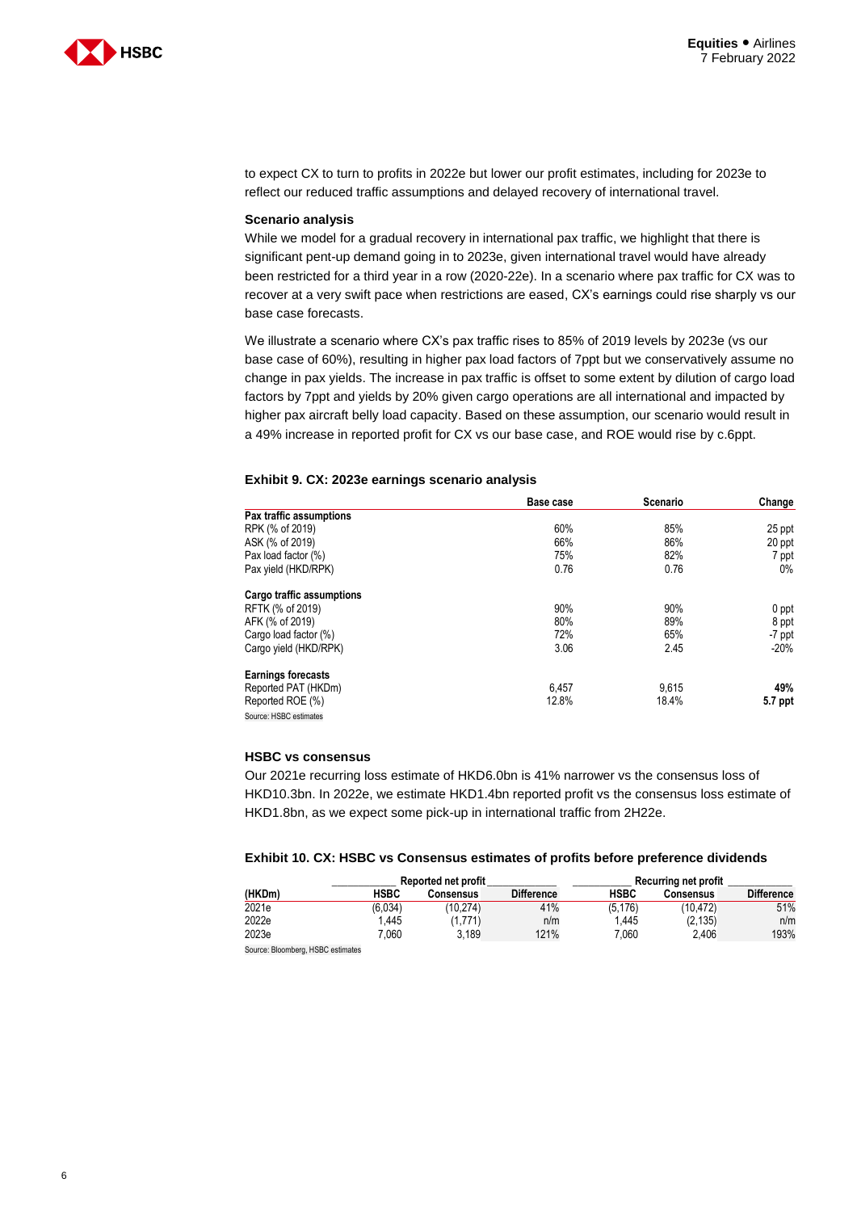to expect CX to turn to profits in 2022e but lower our profit estimates, including for 2023e to reflect our reduced traffic assumptions and delayed recovery of international travel.

**Scenario analysis**

While we model for a gradual recovery in international pax traffic, we highlight that there is significant pent-up demand going in to 2023e, given international travel would have already been restricted for a third year in a row (2020-22e). In a scenario where pax traffic for CX was to recover at a very swift pace when restrictions are eased, CX's earnings could rise sharply vs our base case forecasts.

We illustrate a scenario where CX's pax traffic rises to 85% of 2019 levels by 2023e (vs our base case of 60%), resulting in higher pax load factors of 7ppt but we conservatively assume no change in pax yields. The increase in pax traffic is offset to some extent by dilution of cargo load factors by 7ppt and yields by 20% given cargo operations are all international and impacted by higher pax aircraft belly load capacity. Based on these assumption, our scenario would result in a 49% increase in reported profit for CX vs our base case, and ROE would rise by c.6ppt.

**Exhibit 9. CX: 2023e earnings scenario analysis**

| | Base case | Scenario | Change |
|---|---|---|---|
| **Pax traffic assumptions** | | | |
| RPK (% of 2019) | 60% | 85% | 25 ppt |
| ASK (% of 2019) | 66% | 86% | 20 ppt |
| Pax load factor (%) | 75% | 82% | 7 ppt |
| Pax yield (HKD/RPK) | 0.76 | 0.76 | 0% |
| **Cargo traffic assumptions** | | | |
| RFTK (% of 2019) | 90% | 90% | 0 ppt |
| AFK (% of 2019) | 80% | 89% | 8 ppt |
| Cargo load factor (%) | 72% | 65% | -7 ppt |
| Cargo yield (HKD/RPK) | 3.06 | 2.45 | -20% |
| **Earnings forecasts** | | | |
| Reported PAT (HKDm) | 6,457 | 9,615 | **49%** |
| Reported ROE (%) | 12.8% | 18.4% | **5.7 ppt** |

Source: HSBC estimates

**HSBC vs consensus**

Our 2021e recurring loss estimate of HKD6.0bn is 41% narrower vs the consensus loss of HKD10.3bn. In 2022e, we estimate HKD1.4bn reported profit vs the consensus loss estimate of HKD1.8bn, as we expect some pick-up in international traffic from 2H22e.

**Exhibit 10. CX: HSBC vs Consensus estimates of profits before preference dividends**

| | Reported net profit | | | Recurring net profit | | |
|---|---|---|---|---|---|---|
| **(HKDm)** | **HSBC** | **Consensus** | **Difference** | **HSBC** | **Consensus** | **Difference** |
| 2021e | (6,034) | (10,274) | 41% | (5,176) | (10,472) | 51% |
| 2022e | 1,445 | (1,771) | n/m | 1,445 | (2,135) | n/m |
| 2023e | 7,060 | 3,189 | 121% | 7,060 | 2,406 | 193% |

Source: Bloomberg, HSBC estimates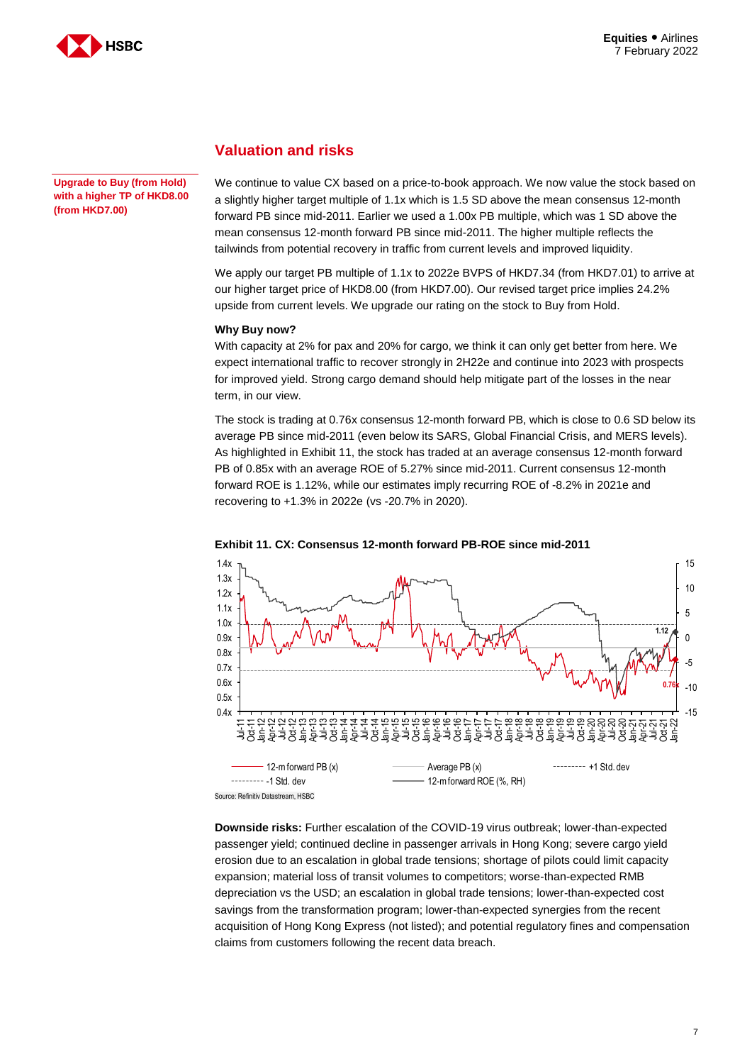## Valuation and risks

**Upgrade to Buy (from Hold) with a higher TP of HKD8.00 (from HKD7.00)**

We continue to value CX based on a price-to-book approach. We now value the stock based on a slightly higher target multiple of 1.1x which is 1.5 SD above the mean consensus 12-month forward PB since mid-2011. Earlier we used a 1.00x PB multiple, which was 1 SD above the mean consensus 12-month forward PB since mid-2011. The higher multiple reflects the tailwinds from potential recovery in traffic from current levels and improved liquidity.

We apply our target PB multiple of 1.1x to 2022e BVPS of HKD7.34 (from HKD7.01) to arrive at our higher target price of HKD8.00 (from HKD7.00). Our revised target price implies 24.2% upside from current levels. We upgrade our rating on the stock to Buy from Hold.

**Why Buy now?**

With capacity at 2% for pax and 20% for cargo, we think it can only get better from here. We expect international traffic to recover strongly in 2H22e and continue into 2023 with prospects for improved yield. Strong cargo demand should help mitigate part of the losses in the near term, in our view.

The stock is trading at 0.76x consensus 12-month forward PB, which is close to 0.6 SD below its average PB since mid-2011 (even below its SARS, Global Financial Crisis, and MERS levels). As highlighted in Exhibit 11, the stock has traded at an average consensus 12-month forward PB of 0.85x with an average ROE of 5.27% since mid-2011. Current consensus 12-month forward ROE is 1.12%, while our estimates imply recurring ROE of -8.2% in 2021e and recovering to +1.3% in 2022e (vs -20.7% in 2020).

**Exhibit 11. CX: Consensus 12-month forward PB-ROE since mid-2011**

Source: Refinitiv Datastream, HSBC

**Downside risks:** Further escalation of the COVID-19 virus outbreak; lower-than-expected passenger yield; continued decline in passenger arrivals in Hong Kong; severe cargo yield erosion due to an escalation in global trade tensions; shortage of pilots could limit capacity expansion; material loss of transit volumes to competitors; worse-than-expected RMB depreciation vs the USD; an escalation in global trade tensions; lower-than-expected cost savings from the transformation program; lower-than-expected synergies from the recent acquisition of Hong Kong Express (not listed); and potential regulatory fines and compensation claims from customers following the recent data breach.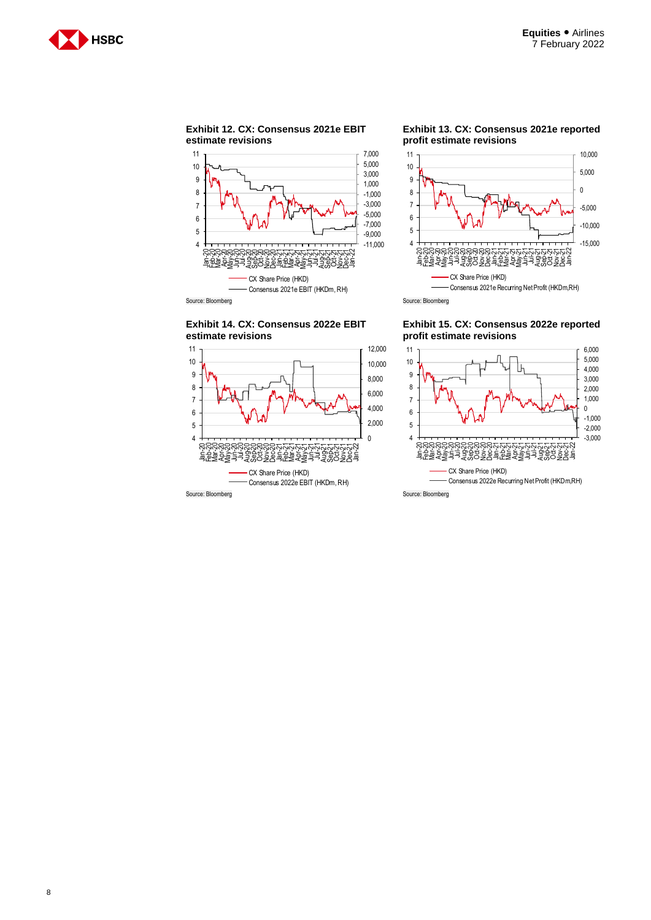**Exhibit 12. CX: Consensus 2021e EBIT estimate revisions**

Source: Bloomberg

**Exhibit 13. CX: Consensus 2021e reported profit estimate revisions**

Source: Bloomberg

**Exhibit 14. CX: Consensus 2022e EBIT estimate revisions**

Source: Bloomberg

**Exhibit 15. CX: Consensus 2022e reported profit estimate revisions**

Source: Bloomberg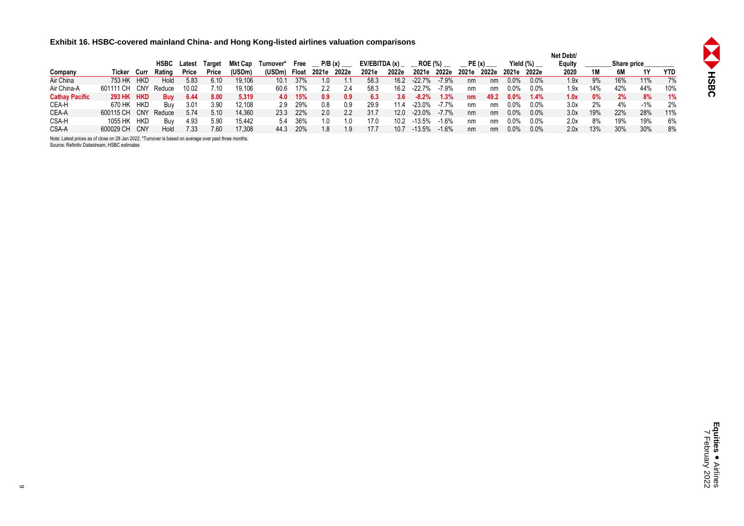### Exhibit 16. HSBC-covered mainland China- and Hong Kong-listed airlines valuation comparisons

| Company | Ticker | Curr | HSBC Rating | Latest Price | Target Price | Mkt Cap (USDm) | Turnover* (USDm) | Free Float | P/B (x) 2021e | P/B (x) 2022e | EV/EBITDA (x) 2021e | EV/EBITDA (x) 2022e | ROE (%) 2021e | ROE (%) 2022e | PE (x) 2021e | PE (x) 2022e | Yield (%) 2021e | Yield (%) 2022e | Net Debt/ Equity 2020 | Share price 1M | Share price 6M | Share price 1Y | Share price YTD |
|---|---|---|---|---|---|---|---|---|---|---|---|---|---|---|---|---|---|---|---|---|---|---|---|
| Air China | 753 HK | HKD | Hold | 5.83 | 6.10 | 19,106 | 10.1 | 37% | 1.0 | 1.1 | 58.3 | 16.2 | -22.7% | -7.9% | nm | nm | 0.0% | 0.0% | 1.9x | 9% | 16% | 11% | 7% |
| Air China-A | 601111 CH | CNY | Reduce | 10.02 | 7.10 | 19,106 | 60.6 | 17% | 2.2 | 2.4 | 58.3 | 16.2 | -22.7% | -7.9% | nm | nm | 0.0% | 0.0% | 1.9x | 14% | 42% | 44% | 10% |
| **Cathay Pacific** | **293 HK** | **HKD** | **Buy** | **6.44** | **8.00** | **5,319** | **4.0** | **15%** | **0.9** | **0.9** | **6.3** | **3.6** | **-8.2%** | **1.3%** | **nm** | **49.2** | **0.0%** | **1.4%** | **1.0x** | **0%** | **2%** | **8%** | **1%** |
| CEA-H | 670 HK | HKD | Buy | 3.01 | 3.90 | 12,108 | 2.9 | 29% | 0.8 | 0.9 | 29.9 | 11.4 | -23.0% | -7.7% | nm | nm | 0.0% | 0.0% | 3.0x | 2% | 4% | -1% | 2% |
| CEA-A | 600115 CH | CNY | Reduce | 5.74 | 5.10 | 14,360 | 23.3 | 22% | 2.0 | 2.2 | 31.7 | 12.0 | -23.0% | -7.7% | nm | nm | 0.0% | 0.0% | 3.0x | 19% | 22% | 28% | 11% |
| CSA-H | 1055 HK | HKD | Buy | 4.93 | 5.90 | 15,442 | 5.4 | 36% | 1.0 | 1.0 | 17.0 | 10.2 | -13.5% | -1.6% | nm | nm | 0.0% | 0.0% | 2.0x | 8% | 19% | 19% | 6% |
| CSA-A | 600029 CH | CNY | Hold | 7.33 | 7.60 | 17,308 | 44.3 | 20% | 1.8 | 1.9 | 17.7 | 10.7 | -13.5% | -1.6% | nm | nm | 0.0% | 0.0% | 2.0x | 13% | 30% | 30% | 8% |

Note: Latest prices as of close on 28 Jan 2022. *Turnover is based on average over past three months.
Source: Refinitiv Datastream, HSBC estimates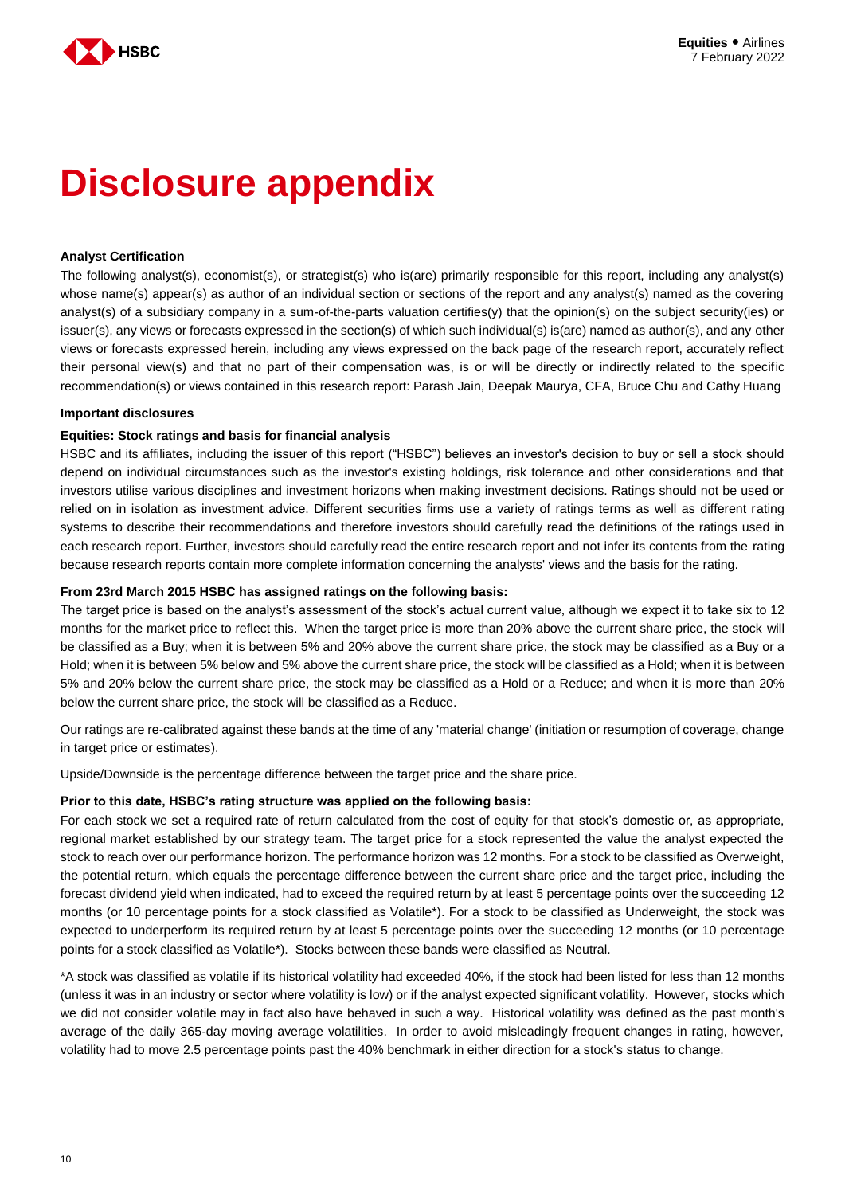# Disclosure appendix

**Analyst Certification**

The following analyst(s), economist(s), or strategist(s) who is(are) primarily responsible for this report, including any analyst(s) whose name(s) appear(s) as author of an individual section or sections of the report and any analyst(s) named as the covering analyst(s) of a subsidiary company in a sum-of-the-parts valuation certifies(y) that the opinion(s) on the subject security(ies) or issuer(s), any views or forecasts expressed in the section(s) of which such individual(s) is(are) named as author(s), and any other views or forecasts expressed herein, including any views expressed on the back page of the research report, accurately reflect their personal view(s) and that no part of their compensation was, is or will be directly or indirectly related to the specific recommendation(s) or views contained in this research report: Parash Jain, Deepak Maurya, CFA, Bruce Chu and Cathy Huang

**Important disclosures**

**Equities: Stock ratings and basis for financial analysis**

HSBC and its affiliates, including the issuer of this report ("HSBC") believes an investor's decision to buy or sell a stock should depend on individual circumstances such as the investor's existing holdings, risk tolerance and other considerations and that investors utilise various disciplines and investment horizons when making investment decisions. Ratings should not be used or relied on in isolation as investment advice. Different securities firms use a variety of ratings terms as well as different rating systems to describe their recommendations and therefore investors should carefully read the definitions of the ratings used in each research report. Further, investors should carefully read the entire research report and not infer its contents from the rating because research reports contain more complete information concerning the analysts' views and the basis for the rating.

**From 23rd March 2015 HSBC has assigned ratings on the following basis:**

The target price is based on the analyst's assessment of the stock's actual current value, although we expect it to take six to 12 months for the market price to reflect this. When the target price is more than 20% above the current share price, the stock will be classified as a Buy; when it is between 5% and 20% above the current share price, the stock may be classified as a Buy or a Hold; when it is between 5% below and 5% above the current share price, the stock will be classified as a Hold; when it is between 5% and 20% below the current share price, the stock may be classified as a Hold or a Reduce; and when it is more than 20% below the current share price, the stock will be classified as a Reduce.

Our ratings are re-calibrated against these bands at the time of any 'material change' (initiation or resumption of coverage, change in target price or estimates).

Upside/Downside is the percentage difference between the target price and the share price.

**Prior to this date, HSBC's rating structure was applied on the following basis:**

For each stock we set a required rate of return calculated from the cost of equity for that stock's domestic or, as appropriate, regional market established by our strategy team. The target price for a stock represented the value the analyst expected the stock to reach over our performance horizon. The performance horizon was 12 months. For a stock to be classified as Overweight, the potential return, which equals the percentage difference between the current share price and the target price, including the forecast dividend yield when indicated, had to exceed the required return by at least 5 percentage points over the succeeding 12 months (or 10 percentage points for a stock classified as Volatile*). For a stock to be classified as Underweight, the stock was expected to underperform its required return by at least 5 percentage points over the succeeding 12 months (or 10 percentage points for a stock classified as Volatile*). Stocks between these bands were classified as Neutral.

*A stock was classified as volatile if its historical volatility had exceeded 40%, if the stock had been listed for less than 12 months (unless it was in an industry or sector where volatility is low) or if the analyst expected significant volatility. However, stocks which we did not consider volatile may in fact also have behaved in such a way. Historical volatility was defined as the past month's average of the daily 365-day moving average volatilities. In order to avoid misleadingly frequent changes in rating, however, volatility had to move 2.5 percentage points past the 40% benchmark in either direction for a stock's status to change.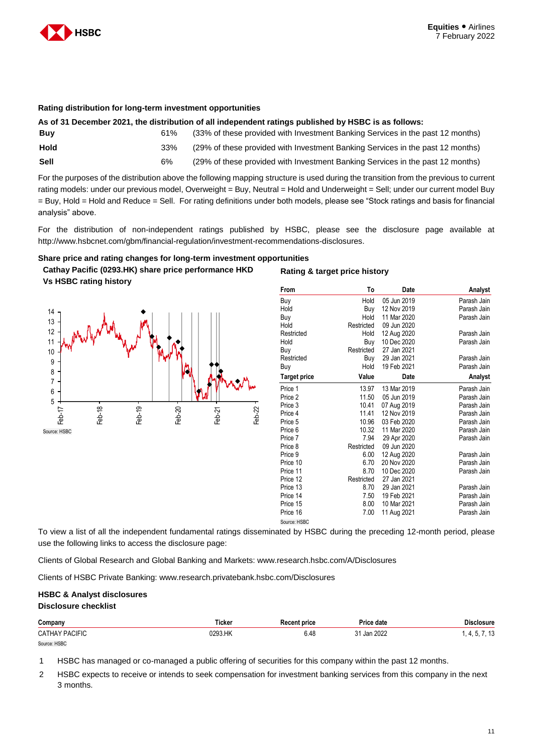**Rating distribution for long-term investment opportunities**

**As of 31 December 2021, the distribution of all independent ratings published by HSBC is as follows:**

| | | |
|---|---|---|
| **Buy** | 61% | (33% of these provided with Investment Banking Services in the past 12 months) |
| **Hold** | 33% | (29% of these provided with Investment Banking Services in the past 12 months) |
| **Sell** | 6% | (29% of these provided with Investment Banking Services in the past 12 months) |

For the purposes of the distribution above the following mapping structure is used during the transition from the previous to current rating models: under our previous model, Overweight = Buy, Neutral = Hold and Underweight = Sell; under our current model Buy = Buy, Hold = Hold and Reduce = Sell. For rating definitions under both models, please see "Stock ratings and basis for financial analysis" above.

For the distribution of non-independent ratings published by HSBC, please see the disclosure page available at http://www.hsbcnet.com/gbm/financial-regulation/investment-recommendations-disclosures.

**Share price and rating changes for long-term investment opportunities**

**Cathay Pacific (0293.HK) share price performance HKD Vs HSBC rating history**

Source: HSBC

**Rating & target price history**

| From | To | Date | Analyst |
|---|---|---|---|
| Buy | Hold | 05 Jun 2019 | Parash Jain |
| Hold | Buy | 12 Nov 2019 | Parash Jain |
| Buy | Hold | 11 Mar 2020 | Parash Jain |
| Hold | Restricted | 09 Jun 2020 | |
| Restricted | Hold | 12 Aug 2020 | Parash Jain |
| Hold | Buy | 10 Dec 2020 | Parash Jain |
| Buy | Restricted | 27 Jan 2021 | |
| Restricted | Buy | 29 Jan 2021 | Parash Jain |
| Buy | Hold | 19 Feb 2021 | Parash Jain |

| Target price | Value | Date | Analyst |
|---|---|---|---|
| Price 1 | 13.97 | 13 Mar 2019 | Parash Jain |
| Price 2 | 11.50 | 05 Jun 2019 | Parash Jain |
| Price 3 | 10.41 | 07 Aug 2019 | Parash Jain |
| Price 4 | 11.41 | 12 Nov 2019 | Parash Jain |
| Price 5 | 10.96 | 03 Feb 2020 | Parash Jain |
| Price 6 | 10.32 | 11 Mar 2020 | Parash Jain |
| Price 7 | 7.94 | 29 Apr 2020 | Parash Jain |
| Price 8 | Restricted | 09 Jun 2020 | |
| Price 9 | 6.00 | 12 Aug 2020 | Parash Jain |
| Price 10 | 6.70 | 20 Nov 2020 | Parash Jain |
| Price 11 | 8.70 | 10 Dec 2020 | Parash Jain |
| Price 12 | Restricted | 27 Jan 2021 | |
| Price 13 | 8.70 | 29 Jan 2021 | Parash Jain |
| Price 14 | 7.50 | 19 Feb 2021 | Parash Jain |
| Price 15 | 8.00 | 10 Mar 2021 | Parash Jain |
| Price 16 | 7.00 | 11 Aug 2021 | Parash Jain |

Source: HSBC

To view a list of all the independent fundamental ratings disseminated by HSBC during the preceding 12-month period, please use the following links to access the disclosure page:

Clients of Global Research and Global Banking and Markets: www.research.hsbc.com/A/Disclosures

Clients of HSBC Private Banking: www.research.privatebank.hsbc.com/Disclosures

**HSBC & Analyst disclosures**

**Disclosure checklist**

| Company | Ticker | Recent price | Price date | Disclosure |
|---|---|---|---|---|
| CATHAY PACIFIC | 0293.HK | 6.48 | 31 Jan 2022 | 1, 4, 5, 7, 13 |

Source: HSBC

1. HSBC has managed or co-managed a public offering of securities for this company within the past 12 months.
2. HSBC expects to receive or intends to seek compensation for investment banking services from this company in the next 3 months.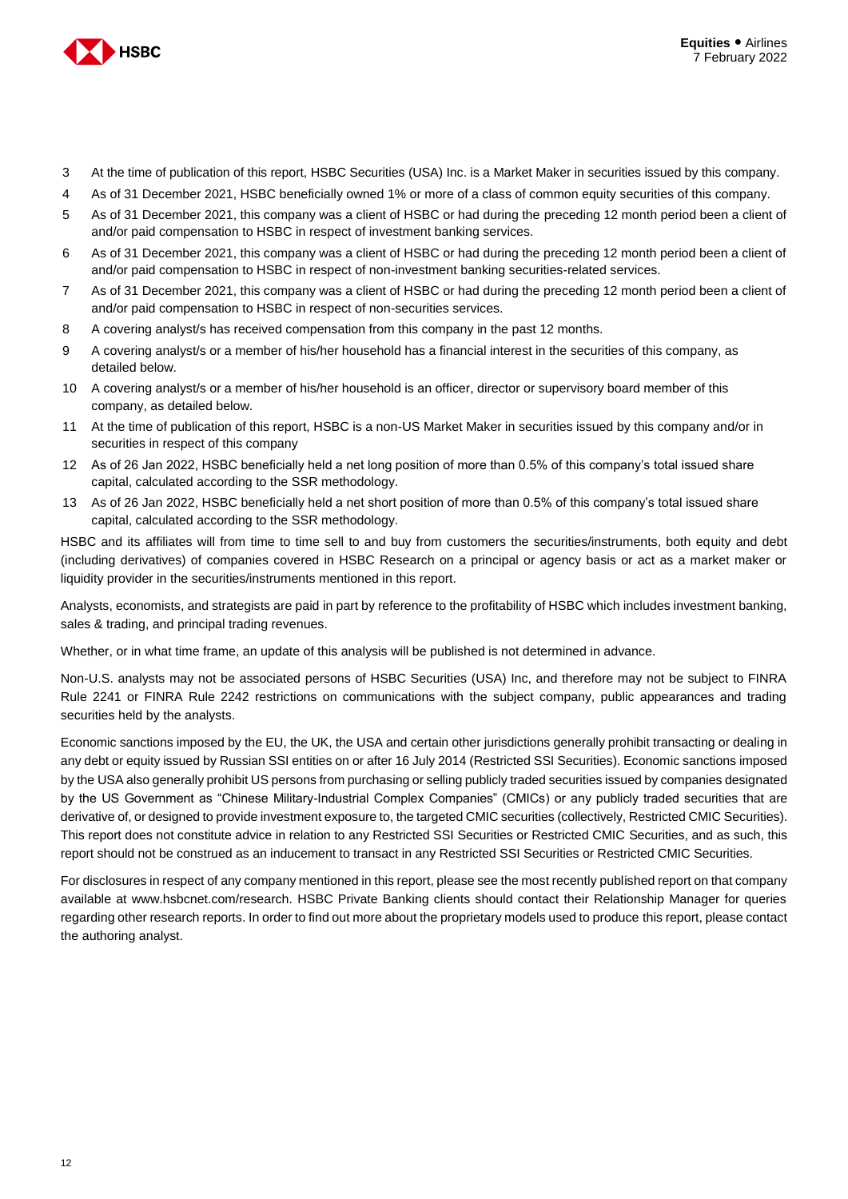3. At the time of publication of this report, HSBC Securities (USA) Inc. is a Market Maker in securities issued by this company.
4. As of 31 December 2021, HSBC beneficially owned 1% or more of a class of common equity securities of this company.
5. As of 31 December 2021, this company was a client of HSBC or had during the preceding 12 month period been a client of and/or paid compensation to HSBC in respect of investment banking services.
6. As of 31 December 2021, this company was a client of HSBC or had during the preceding 12 month period been a client of and/or paid compensation to HSBC in respect of non-investment banking securities-related services.
7. As of 31 December 2021, this company was a client of HSBC or had during the preceding 12 month period been a client of and/or paid compensation to HSBC in respect of non-securities services.
8. A covering analyst/s has received compensation from this company in the past 12 months.
9. A covering analyst/s or a member of his/her household has a financial interest in the securities of this company, as detailed below.
10. A covering analyst/s or a member of his/her household is an officer, director or supervisory board member of this company, as detailed below.
11. At the time of publication of this report, HSBC is a non-US Market Maker in securities issued by this company and/or in securities in respect of this company
12. As of 26 Jan 2022, HSBC beneficially held a net long position of more than 0.5% of this company's total issued share capital, calculated according to the SSR methodology.
13. As of 26 Jan 2022, HSBC beneficially held a net short position of more than 0.5% of this company's total issued share capital, calculated according to the SSR methodology.

HSBC and its affiliates will from time to time sell to and buy from customers the securities/instruments, both equity and debt (including derivatives) of companies covered in HSBC Research on a principal or agency basis or act as a market maker or liquidity provider in the securities/instruments mentioned in this report.

Analysts, economists, and strategists are paid in part by reference to the profitability of HSBC which includes investment banking, sales & trading, and principal trading revenues.

Whether, or in what time frame, an update of this analysis will be published is not determined in advance.

Non-U.S. analysts may not be associated persons of HSBC Securities (USA) Inc, and therefore may not be subject to FINRA Rule 2241 or FINRA Rule 2242 restrictions on communications with the subject company, public appearances and trading securities held by the analysts.

Economic sanctions imposed by the EU, the UK, the USA and certain other jurisdictions generally prohibit transacting or dealing in any debt or equity issued by Russian SSI entities on or after 16 July 2014 (Restricted SSI Securities). Economic sanctions imposed by the USA also generally prohibit US persons from purchasing or selling publicly traded securities issued by companies designated by the US Government as "Chinese Military-Industrial Complex Companies" (CMICs) or any publicly traded securities that are derivative of, or designed to provide investment exposure to, the targeted CMIC securities (collectively, Restricted CMIC Securities). This report does not constitute advice in relation to any Restricted SSI Securities or Restricted CMIC Securities, and as such, this report should not be construed as an inducement to transact in any Restricted SSI Securities or Restricted CMIC Securities.

For disclosures in respect of any company mentioned in this report, please see the most recently published report on that company available at www.hsbcnet.com/research. HSBC Private Banking clients should contact their Relationship Manager for queries regarding other research reports. In order to find out more about the proprietary models used to produce this report, please contact the authoring analyst.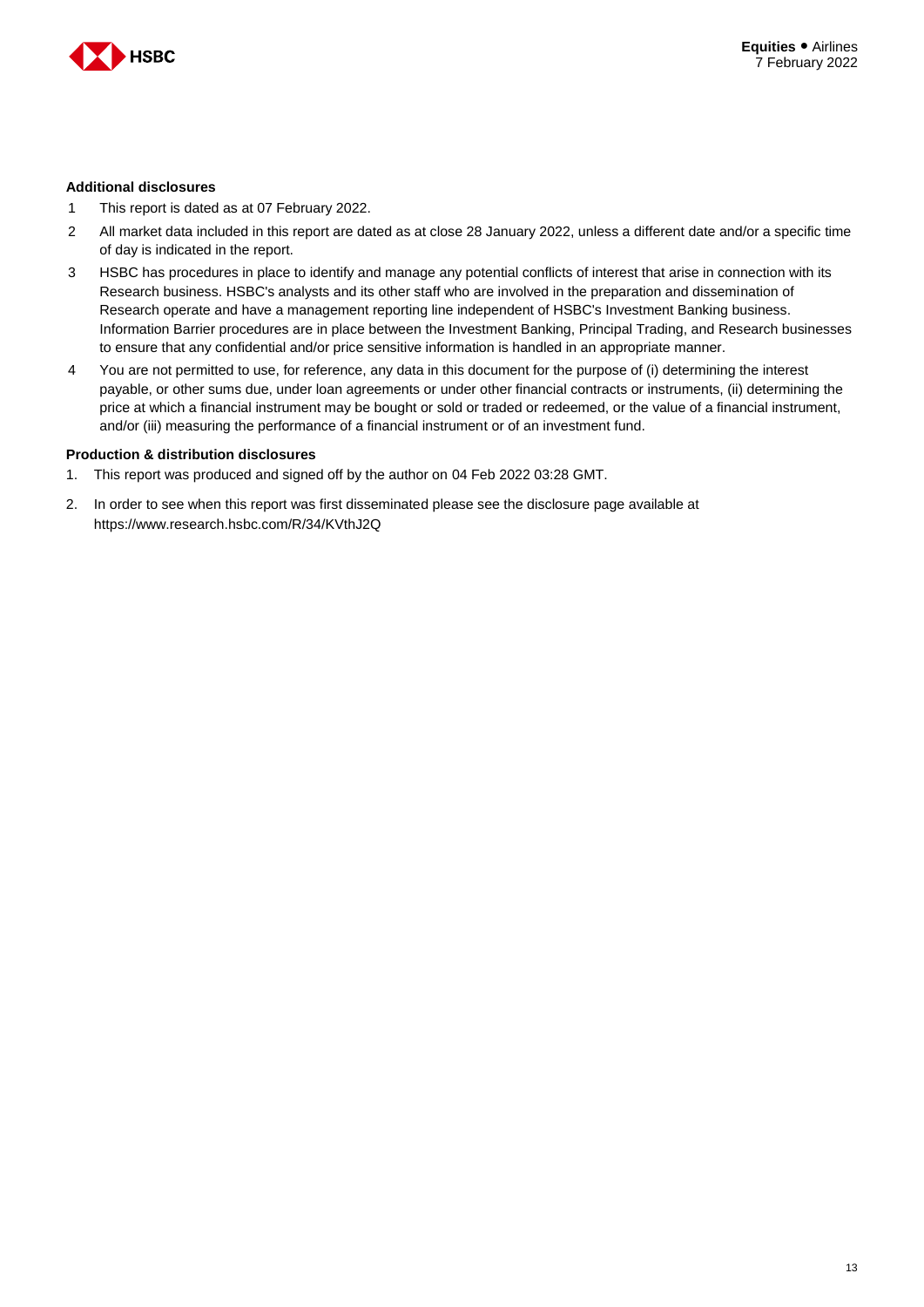**Additional disclosures**

1. This report is dated as at 07 February 2022.
2. All market data included in this report are dated as at close 28 January 2022, unless a different date and/or a specific time of day is indicated in the report.
3. HSBC has procedures in place to identify and manage any potential conflicts of interest that arise in connection with its Research business. HSBC's analysts and its other staff who are involved in the preparation and dissemination of Research operate and have a management reporting line independent of HSBC's Investment Banking business. Information Barrier procedures are in place between the Investment Banking, Principal Trading, and Research businesses to ensure that any confidential and/or price sensitive information is handled in an appropriate manner.
4. You are not permitted to use, for reference, any data in this document for the purpose of (i) determining the interest payable, or other sums due, under loan agreements or under other financial contracts or instruments, (ii) determining the price at which a financial instrument may be bought or sold or traded or redeemed, or the value of a financial instrument, and/or (iii) measuring the performance of a financial instrument or of an investment fund.

**Production & distribution disclosures**

1. This report was produced and signed off by the author on 04 Feb 2022 03:28 GMT.
2. In order to see when this report was first disseminated please see the disclosure page available at https://www.research.hsbc.com/R/34/KVthJ2Q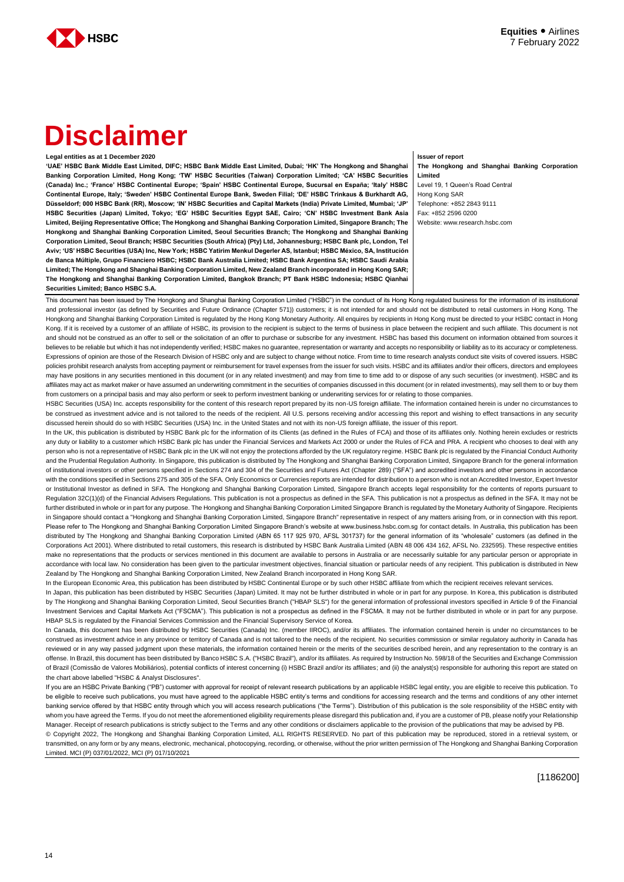# Disclaimer

**Legal entities as at 1 December 2020**

**'UAE' HSBC Bank Middle East Limited, DIFC; HSBC Bank Middle East Limited, Dubai; 'HK' The Hongkong and Shanghai Banking Corporation Limited, Hong Kong; 'TW' HSBC Securities (Taiwan) Corporation Limited; 'CA' HSBC Securities (Canada) Inc.; 'France' HSBC Continental Europe; 'Spain' HSBC Continental Europe, Sucursal en España; 'Italy' HSBC Continental Europe, Italy; 'Sweden' HSBC Continental Europe Bank, Sweden Filial; 'DE' HSBC Trinkaus & Burkhardt AG, Düsseldorf; 000 HSBC Bank (RR), Moscow; 'IN' HSBC Securities and Capital Markets (India) Private Limited, Mumbai; 'JP' HSBC Securities (Japan) Limited, Tokyo; 'EG' HSBC Securities Egypt SAE, Cairo; 'CN' HSBC Investment Bank Asia Limited, Beijing Representative Office; The Hongkong and Shanghai Banking Corporation Limited, Singapore Branch; The Hongkong and Shanghai Banking Corporation Limited, Seoul Securities Branch; The Hongkong and Shanghai Banking Corporation Limited, Seoul Branch; HSBC Securities (South Africa) (Pty) Ltd, Johannesburg; HSBC Bank plc, London, Tel Aviv; 'US' HSBC Securities (USA) Inc, New York; HSBC Yatirim Menkul Degerler AS, Istanbul; HSBC México, SA, Institución de Banca Múltiple, Grupo Financiero HSBC; HSBC Bank Australia Limited; HSBC Bank Argentina SA; HSBC Saudi Arabia Limited; The Hongkong and Shanghai Banking Corporation Limited, New Zealand Branch incorporated in Hong Kong SAR; The Hongkong and Shanghai Banking Corporation Limited, Bangkok Branch; PT Bank HSBC Indonesia; HSBC Qianhai Securities Limited; Banco HSBC S.A.**

**Issuer of report**

**The Hongkong and Shanghai Banking Corporation Limited**
Level 19, 1 Queen's Road Central
Hong Kong SAR
Telephone: +852 2843 9111
Fax: +852 2596 0200
Website: www.research.hsbc.com

This document has been issued by The Hongkong and Shanghai Banking Corporation Limited ("HSBC") in the conduct of its Hong Kong regulated business for the information of its institutional and professional investor (as defined by Securities and Future Ordinance (Chapter 571)) customers; it is not intended for and should not be distributed to retail customers in Hong Kong. The Hongkong and Shanghai Banking Corporation Limited is regulated by the Hong Kong Monetary Authority. All enquires by recipients in Hong Kong must be directed to your HSBC contact in Hong Kong. If it is received by a customer of an affiliate of HSBC, its provision to the recipient is subject to the terms of business in place between the recipient and such affiliate. This document is not and should not be construed as an offer to sell or the solicitation of an offer to purchase or subscribe for any investment. HSBC has based this document on information obtained from sources it believes to be reliable but which it has not independently verified; HSBC makes no guarantee, representation or warranty and accepts no responsibility or liability as to its accuracy or completeness. Expressions of opinion are those of the Research Division of HSBC only and are subject to change without notice. From time to time research analysts conduct site visits of covered issuers. HSBC policies prohibit research analysts from accepting payment or reimbursement for travel expenses from the issuer for such visits. HSBC and its affiliates and/or their officers, directors and employees may have positions in any securities mentioned in this document (or in any related investment) and may from time to time add to or dispose of any such securities (or investment). HSBC and its affiliates may act as market maker or have assumed an underwriting commitment in the securities of companies discussed in this document (or in related investments), may sell them to or buy them from customers on a principal basis and may also perform or seek to perform investment banking or underwriting services for or relating to those companies.

HSBC Securities (USA) Inc. accepts responsibility for the content of this research report prepared by its non-US foreign affiliate. The information contained herein is under no circumstances to be construed as investment advice and is not tailored to the needs of the recipient. All U.S. persons receiving and/or accessing this report and wishing to effect transactions in any security discussed herein should do so with HSBC Securities (USA) Inc. in the United States and not with its non-US foreign affiliate, the issuer of this report.

In the UK, this publication is distributed by HSBC Bank plc for the information of its Clients (as defined in the Rules of FCA) and those of its affiliates only. Nothing herein excludes or restricts any duty or liability to a customer which HSBC Bank plc has under the Financial Services and Markets Act 2000 or under the Rules of FCA and PRA. A recipient who chooses to deal with any person who is not a representative of HSBC Bank plc in the UK will not enjoy the protections afforded by the UK regulatory regime. HSBC Bank plc is regulated by the Financial Conduct Authority and the Prudential Regulation Authority. In Singapore, this publication is distributed by The Hongkong and Shanghai Banking Corporation Limited, Singapore Branch for the general information of institutional investors or other persons specified in Sections 274 and 304 of the Securities and Futures Act (Chapter 289) ("SFA") and accredited investors and other persons in accordance with the conditions specified in Sections 275 and 305 of the SFA. Only Economics or Currencies reports are intended for distribution to a person who is not an Accredited Investor, Expert Investor or Institutional Investor as defined in SFA. The Hongkong and Shanghai Banking Corporation Limited, Singapore Branch accepts legal responsibility for the contents of reports pursuant to Regulation 32C(1)(d) of the Financial Advisers Regulations. This publication is not a prospectus as defined in the SFA. This publication is not a prospectus as defined in the SFA. It may not be further distributed in whole or in part for any purpose. The Hongkong and Shanghai Banking Corporation Limited Singapore Branch is regulated by the Monetary Authority of Singapore. Recipients in Singapore should contact a "Hongkong and Shanghai Banking Corporation Limited, Singapore Branch" representative in respect of any matters arising from, or in connection with this report. Please refer to The Hongkong and Shanghai Banking Corporation Limited Singapore Branch's website at www.business.hsbc.com.sg for contact details. In Australia, this publication has been distributed by The Hongkong and Shanghai Banking Corporation Limited (ABN 65 117 925 970, AFSL 301737) for the general information of its "wholesale" customers (as defined in the Corporations Act 2001). Where distributed to retail customers, this research is distributed by HSBC Bank Australia Limited (ABN 48 006 434 162, AFSL No. 232595). These respective entities make no representations that the products or services mentioned in this document are available to persons in Australia or are necessarily suitable for any particular person or appropriate in accordance with local law. No consideration has been given to the particular investment objectives, financial situation or particular needs of any recipient. This publication is distributed in New Zealand by The Hongkong and Shanghai Banking Corporation Limited, New Zealand Branch incorporated in Hong Kong SAR.

In the European Economic Area, this publication has been distributed by HSBC Continental Europe or by such other HSBC affiliate from which the recipient receives relevant services.

In Japan, this publication has been distributed by HSBC Securities (Japan) Limited. It may not be further distributed in whole or in part for any purpose. In Korea, this publication is distributed by The Hongkong and Shanghai Banking Corporation Limited, Seoul Securities Branch ("HBAP SLS") for the general information of professional investors specified in Article 9 of the Financial Investment Services and Capital Markets Act ("FSCMA"). This publication is not a prospectus as defined in the FSCMA. It may not be further distributed in whole or in part for any purpose. HBAP SLS is regulated by the Financial Services Commission and the Financial Supervisory Service of Korea.

In Canada, this document has been distributed by HSBC Securities (Canada) Inc. (member IIROC), and/or its affiliates. The information contained herein is under no circumstances to be construed as investment advice in any province or territory of Canada and is not tailored to the needs of the recipient. No securities commission or similar regulatory authority in Canada has reviewed or in any way passed judgment upon these materials, the information contained herein or the merits of the securities described herein, and any representation to the contrary is an offense. In Brazil, this document has been distributed by Banco HSBC S.A. ("HSBC Brazil"), and/or its affiliates. As required by Instruction No. 598/18 of the Securities and Exchange Commission of Brazil (Comissão de Valores Mobiliários), potential conflicts of interest concerning (i) HSBC Brazil and/or its affiliates; and (ii) the analyst(s) responsible for authoring this report are stated on the chart above labelled "HSBC & Analyst Disclosures".

If you are an HSBC Private Banking ("PB") customer with approval for receipt of relevant research publications by an applicable HSBC legal entity, you are eligible to receive this publication. To be eligible to receive such publications, you must have agreed to the applicable HSBC entity's terms and conditions for accessing research and the terms and conditions of any other internet banking service offered by that HSBC entity through which you will access research publications ("the Terms"). Distribution of this publication is the sole responsibility of the HSBC entity with whom you have agreed the Terms. If you do not meet the aforementioned eligibility requirements please disregard this publication and, if you are a customer of PB, please notify your Relationship Manager. Receipt of research publications is strictly subject to the Terms and any other conditions or disclaimers applicable to the provision of the publications that may be advised by PB.

© Copyright 2022, The Hongkong and Shanghai Banking Corporation Limited, ALL RIGHTS RESERVED. No part of this publication may be reproduced, stored in a retrieval system, or transmitted, on any form or by any means, electronic, mechanical, photocopying, recording, or otherwise, without the prior written permission of The Hongkong and Shanghai Banking Corporation Limited. MCI (P) 037/01/2022, MCI (P) 017/10/2021

[1186200]